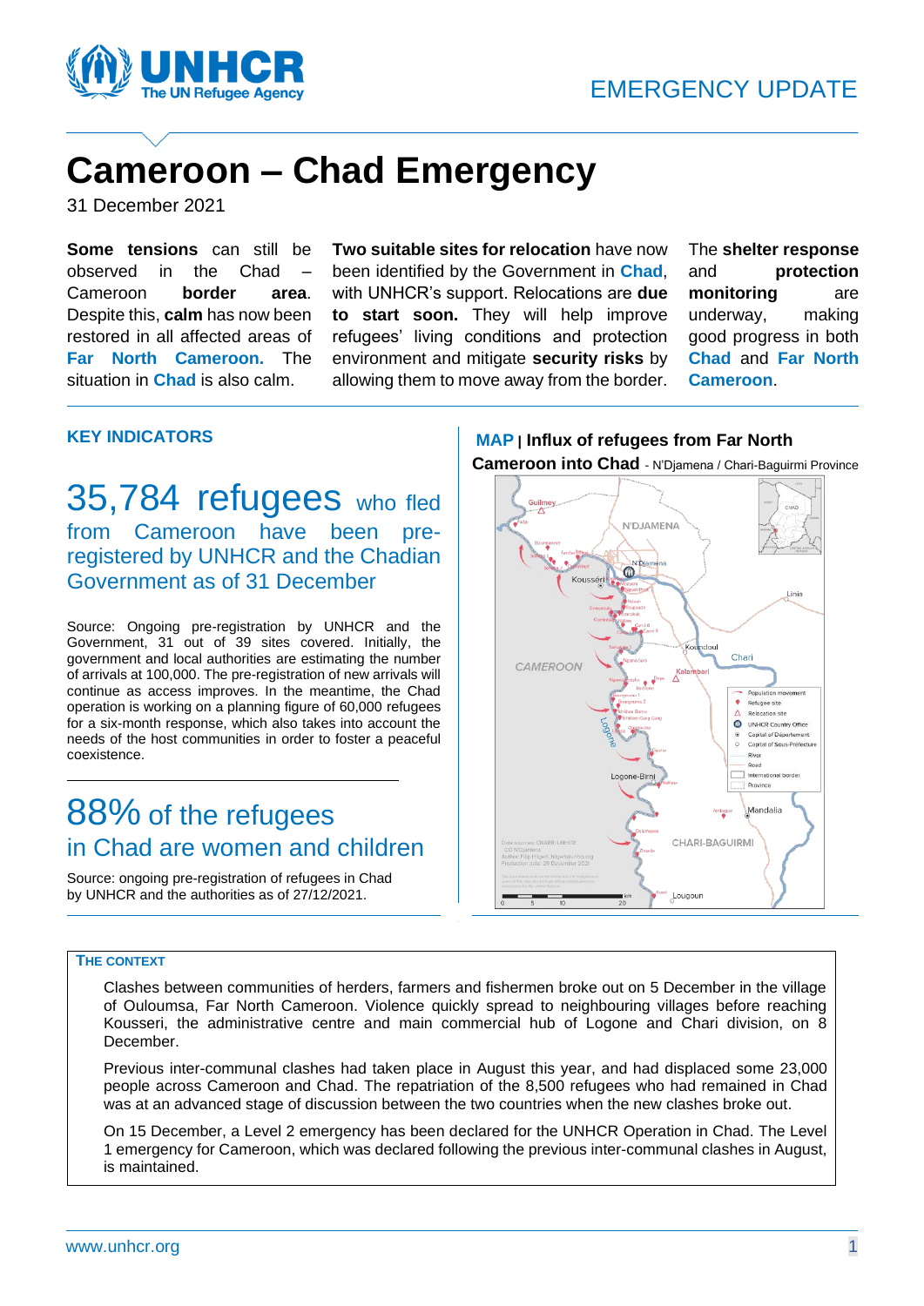EMERGENCY UPDATE

# Cameroon – Chad Emergency

31 December 2021

**Some tensions** can still be observed in the Chad – Cameroon **border area**. Despite this, **calm** has now been restored in all affected areas of **Far North Cameroon.** The situation in **Chad** is also calm.

**Two suitable sites for relocation** have now been identified by the Government in **Chad**, with UNHCR's support. Relocations are **due to start soon.** They will help improve refugees' living conditions and protection environment and mitigate **security risks** by allowing them to move away from the border.

The **shelter response** and **protection monitoring** are underway, making good progress in both **Chad** and **Far North Cameroon**.

## KEY INDICATORS

**35,784 refugees** who fled from Cameroon have been pre-registered by UNHCR and the Chadian Government as of 31 December

Source: Ongoing pre-registration by UNHCR and the Government, 31 out of 39 sites covered. Initially, the government and local authorities are estimating the number of arrivals at 100,000. The pre-registration of new arrivals will continue as access improves. In the meantime, the Chad operation is working on a planning figure of 60,000 refugees for a six-month response, which also takes into account the needs of the host communities in order to foster a peaceful coexistence.

**88%** of the refugees in Chad are women and children

Source: ongoing pre-registration of refugees in Chad by UNHCR and the authorities as of 27/12/2021.

## MAP | Influx of refugees from Far North Cameroon into Chad - N'Djamena / Chari-Baguirmi Province

## THE CONTEXT

Clashes between communities of herders, farmers and fishermen broke out on 5 December in the village of Ouloumsa, Far North Cameroon. Violence quickly spread to neighbouring villages before reaching Kousseri, the administrative centre and main commercial hub of Logone and Chari division, on 8 December.

Previous inter-communal clashes had taken place in August this year, and had displaced some 23,000 people across Cameroon and Chad. The repatriation of the 8,500 refugees who had remained in Chad was at an advanced stage of discussion between the two countries when the new clashes broke out.

On 15 December, a Level 2 emergency has been declared for the UNHCR Operation in Chad. The Level 1 emergency for Cameroon, which was declared following the previous inter-communal clashes in August, is maintained.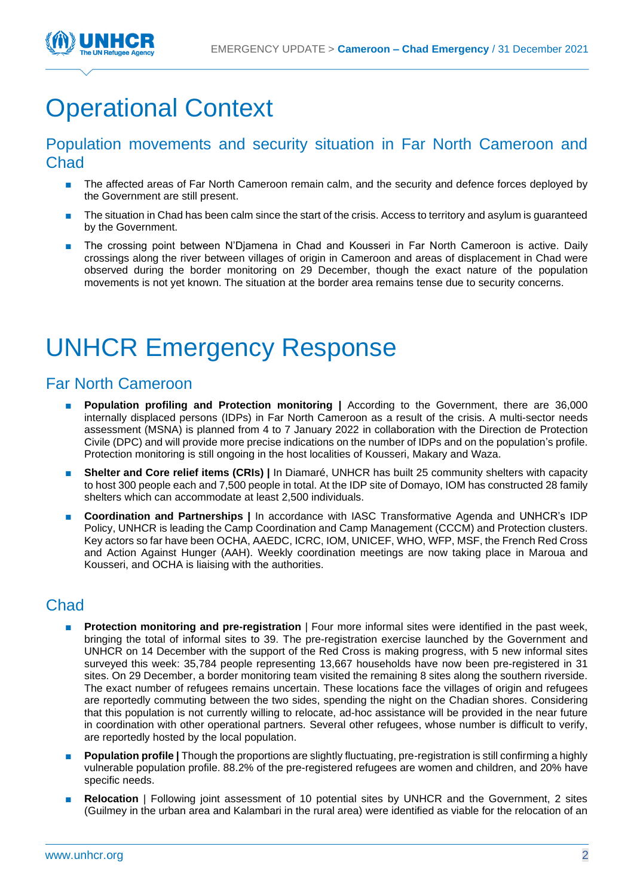# Operational Context

## Population movements and security situation in Far North Cameroon and Chad

- The affected areas of Far North Cameroon remain calm, and the security and defence forces deployed by the Government are still present.
- The situation in Chad has been calm since the start of the crisis. Access to territory and asylum is guaranteed by the Government.
- The crossing point between N'Djamena in Chad and Kousseri in Far North Cameroon is active. Daily crossings along the river between villages of origin in Cameroon and areas of displacement in Chad were observed during the border monitoring on 29 December, though the exact nature of the population movements is not yet known. The situation at the border area remains tense due to security concerns.

# UNHCR Emergency Response

## Far North Cameroon

- **Population profiling and Protection monitoring |** According to the Government, there are 36,000 internally displaced persons (IDPs) in Far North Cameroon as a result of the crisis. A multi-sector needs assessment (MSNA) is planned from 4 to 7 January 2022 in collaboration with the Direction de Protection Civile (DPC) and will provide more precise indications on the number of IDPs and on the population's profile. Protection monitoring is still ongoing in the host localities of Kousseri, Makary and Waza.
- **Shelter and Core relief items (CRIs) |** In Diamaré, UNHCR has built 25 community shelters with capacity to host 300 people each and 7,500 people in total. At the IDP site of Domayo, IOM has constructed 28 family shelters which can accommodate at least 2,500 individuals.
- **Coordination and Partnerships |** In accordance with IASC Transformative Agenda and UNHCR's IDP Policy, UNHCR is leading the Camp Coordination and Camp Management (CCCM) and Protection clusters. Key actors so far have been OCHA, AAEDC, ICRC, IOM, UNICEF, WHO, WFP, MSF, the French Red Cross and Action Against Hunger (AAH). Weekly coordination meetings are now taking place in Maroua and Kousseri, and OCHA is liaising with the authorities.

## Chad

- **Protection monitoring and pre-registration** | Four more informal sites were identified in the past week, bringing the total of informal sites to 39. The pre-registration exercise launched by the Government and UNHCR on 14 December with the support of the Red Cross is making progress, with 5 new informal sites surveyed this week: 35,784 people representing 13,667 households have now been pre-registered in 31 sites. On 29 December, a border monitoring team visited the remaining 8 sites along the southern riverside. The exact number of refugees remains uncertain. These locations face the villages of origin and refugees are reportedly commuting between the two sides, spending the night on the Chadian shores. Considering that this population is not currently willing to relocate, ad-hoc assistance will be provided in the near future in coordination with other operational partners. Several other refugees, whose number is difficult to verify, are reportedly hosted by the local population.
- **Population profile |** Though the proportions are slightly fluctuating, pre-registration is still confirming a highly vulnerable population profile. 88.2% of the pre-registered refugees are women and children, and 20% have specific needs.
- **Relocation** | Following joint assessment of 10 potential sites by UNHCR and the Government, 2 sites (Guilmey in the urban area and Kalambari in the rural area) were identified as viable for the relocation of an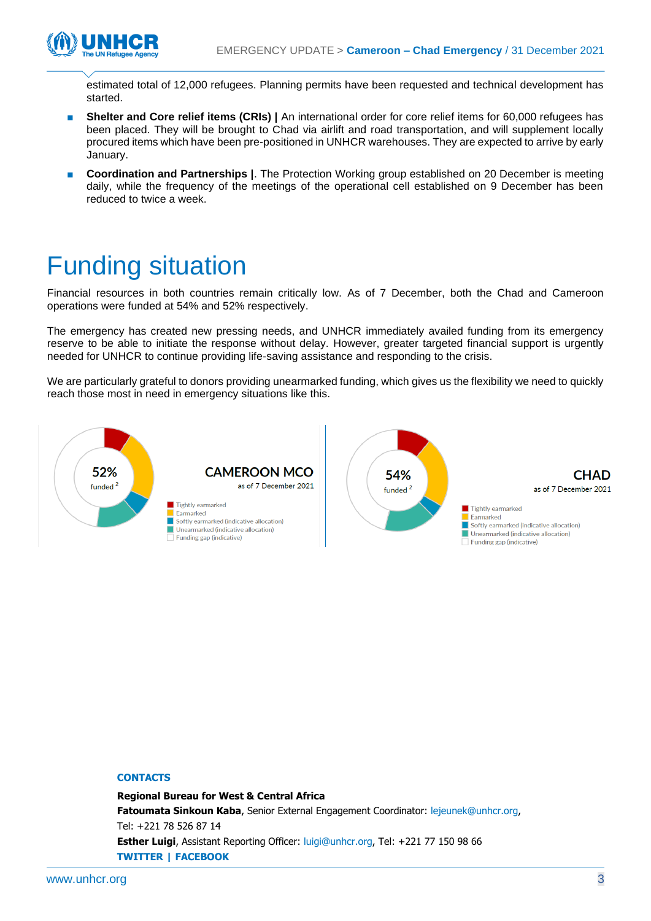estimated total of 12,000 refugees. Planning permits have been requested and technical development has started.

- **Shelter and Core relief items (CRIs) |** An international order for core relief items for 60,000 refugees has been placed. They will be brought to Chad via airlift and road transportation, and will supplement locally procured items which have been pre-positioned in UNHCR warehouses. They are expected to arrive by early January.
- **Coordination and Partnerships |**. The Protection Working group established on 20 December is meeting daily, while the frequency of the meetings of the operational cell established on 9 December has been reduced to twice a week.

# Funding situation

Financial resources in both countries remain critically low. As of 7 December, both the Chad and Cameroon operations were funded at 54% and 52% respectively.

The emergency has created new pressing needs, and UNHCR immediately availed funding from its emergency reserve to be able to initiate the response without delay. However, greater targeted financial support is urgently needed for UNHCR to continue providing life-saving assistance and responding to the crisis.

We are particularly grateful to donors providing unearmarked funding, which gives us the flexibility we need to quickly reach those most in need in emergency situations like this.

52%
funded [2]

CAMEROON MCO
as of 7 December 2021

Tightly earmarked
Earmarked
Softly earmarked (indicative allocation)
Unearmarked (indicative allocation)
Funding gap (indicative)

54%
funded [2]

CHAD
as of 7 December 2021

Tightly earmarked
Earmarked
Softly earmarked (indicative allocation)
Unearmarked (indicative allocation)
Funding gap (indicative)

**CONTACTS**

**Regional Bureau for West & Central Africa**
**Fatoumata Sinkoun Kaba**, Senior External Engagement Coordinator: lejeunek@unhcr.org, Tel: +221 78 526 87 14
**Esther Luigi**, Assistant Reporting Officer: luigi@unhcr.org, Tel: +221 77 150 98 66
**TWITTER | FACEBOOK**